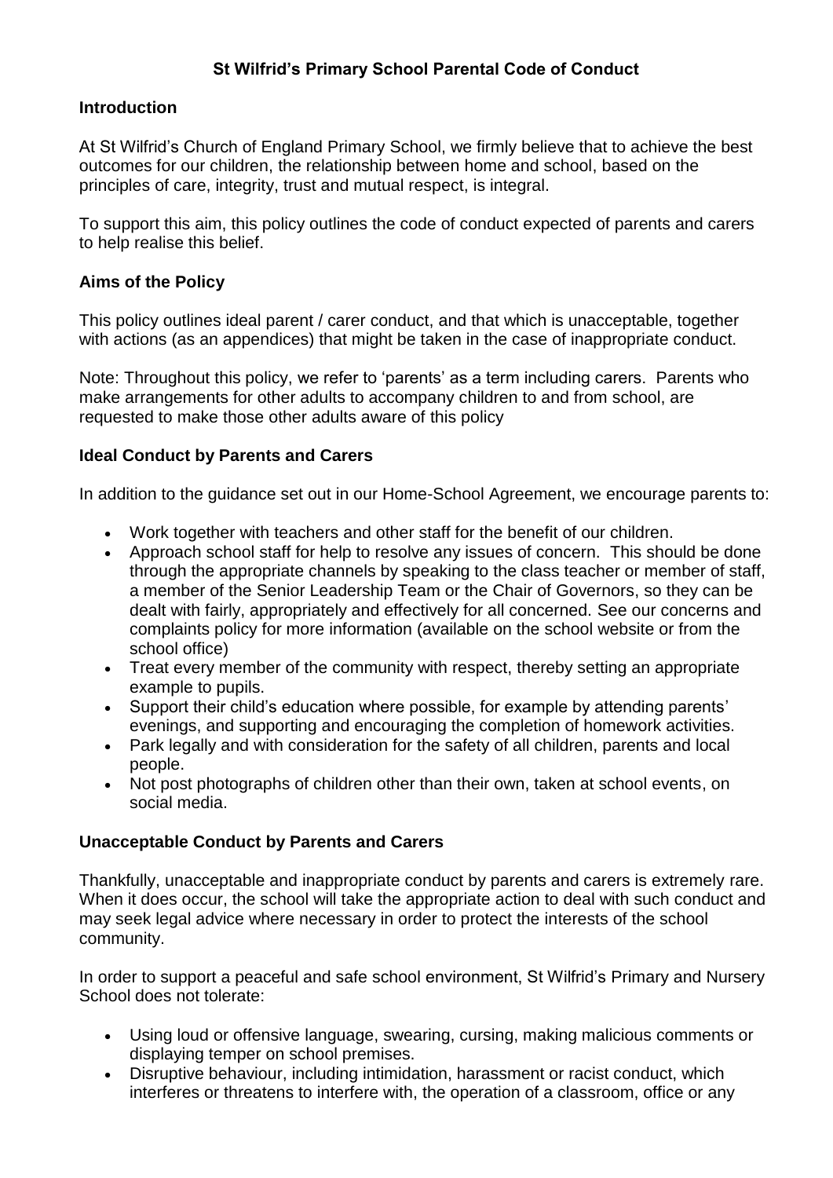# St Wilfrid's Primary School Parental Code of Conduct

## Introduction

At St Wilfrid's Church of England Primary School, we firmly believe that to achieve the best outcomes for our children, the relationship between home and school, based on the principles of care, integrity, trust and mutual respect, is integral.

To support this aim, this policy outlines the code of conduct expected of parents and carers to help realise this belief.

## Aims of the Policy

This policy outlines ideal parent / carer conduct, and that which is unacceptable, together with actions (as an appendices) that might be taken in the case of inappropriate conduct.

Note: Throughout this policy, we refer to 'parents' as a term including carers. Parents who make arrangements for other adults to accompany children to and from school, are requested to make those other adults aware of this policy

## Ideal Conduct by Parents and Carers

In addition to the guidance set out in our Home-School Agreement, we encourage parents to:

- Work together with teachers and other staff for the benefit of our children.
- Approach school staff for help to resolve any issues of concern. This should be done through the appropriate channels by speaking to the class teacher or member of staff, a member of the Senior Leadership Team or the Chair of Governors, so they can be dealt with fairly, appropriately and effectively for all concerned. See our concerns and complaints policy for more information (available on the school website or from the school office)
- Treat every member of the community with respect, thereby setting an appropriate example to pupils.
- Support their child's education where possible, for example by attending parents' evenings, and supporting and encouraging the completion of homework activities.
- Park legally and with consideration for the safety of all children, parents and local people.
- Not post photographs of children other than their own, taken at school events, on social media.

## Unacceptable Conduct by Parents and Carers

Thankfully, unacceptable and inappropriate conduct by parents and carers is extremely rare. When it does occur, the school will take the appropriate action to deal with such conduct and may seek legal advice where necessary in order to protect the interests of the school community.

In order to support a peaceful and safe school environment, St Wilfrid's Primary and Nursery School does not tolerate:

- Using loud or offensive language, swearing, cursing, making malicious comments or displaying temper on school premises.
- Disruptive behaviour, including intimidation, harassment or racist conduct, which interferes or threatens to interfere with, the operation of a classroom, office or any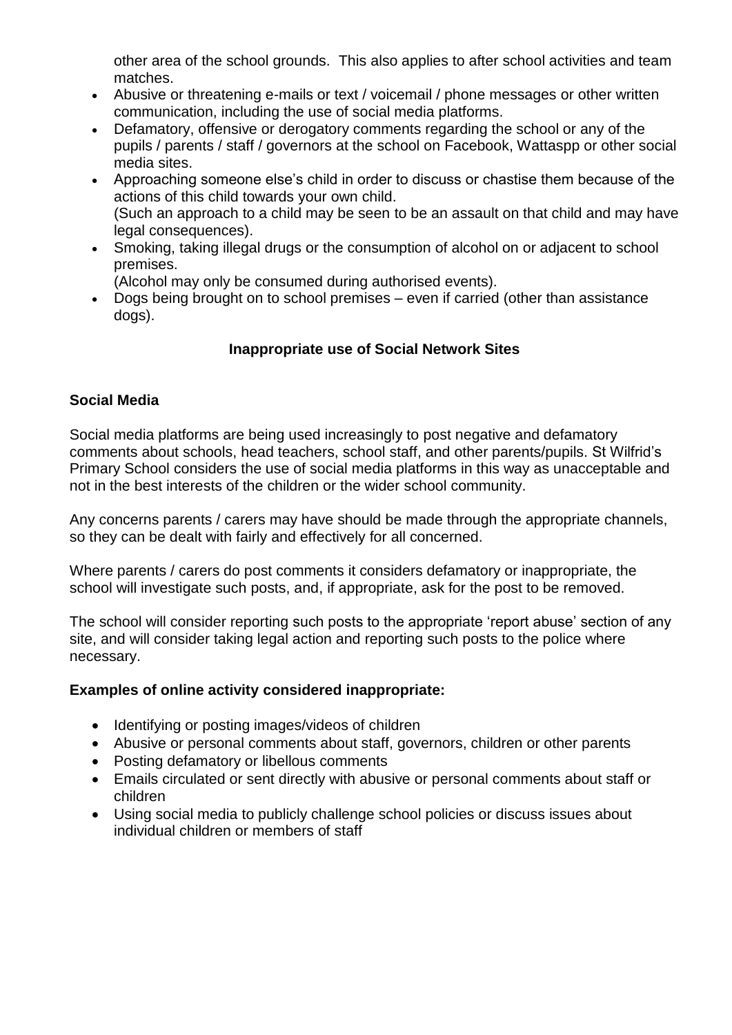other area of the school grounds. This also applies to after school activities and team matches.

- Abusive or threatening e-mails or text / voicemail / phone messages or other written communication, including the use of social media platforms.
- Defamatory, offensive or derogatory comments regarding the school or any of the pupils / parents / staff / governors at the school on Facebook, Wattaspp or other social media sites.
- Approaching someone else's child in order to discuss or chastise them because of the actions of this child towards your own child.
  (Such an approach to a child may be seen to be an assault on that child and may have legal consequences).
- Smoking, taking illegal drugs or the consumption of alcohol on or adjacent to school premises.
  (Alcohol may only be consumed during authorised events).
- Dogs being brought on to school premises – even if carried (other than assistance dogs).

## Inappropriate use of Social Network Sites

### Social Media

Social media platforms are being used increasingly to post negative and defamatory comments about schools, head teachers, school staff, and other parents/pupils. St Wilfrid's Primary School considers the use of social media platforms in this way as unacceptable and not in the best interests of the children or the wider school community.

Any concerns parents / carers may have should be made through the appropriate channels, so they can be dealt with fairly and effectively for all concerned.

Where parents / carers do post comments it considers defamatory or inappropriate, the school will investigate such posts, and, if appropriate, ask for the post to be removed.

The school will consider reporting such posts to the appropriate 'report abuse' section of any site, and will consider taking legal action and reporting such posts to the police where necessary.

**Examples of online activity considered inappropriate:**

- Identifying or posting images/videos of children
- Abusive or personal comments about staff, governors, children or other parents
- Posting defamatory or libellous comments
- Emails circulated or sent directly with abusive or personal comments about staff or children
- Using social media to publicly challenge school policies or discuss issues about individual children or members of staff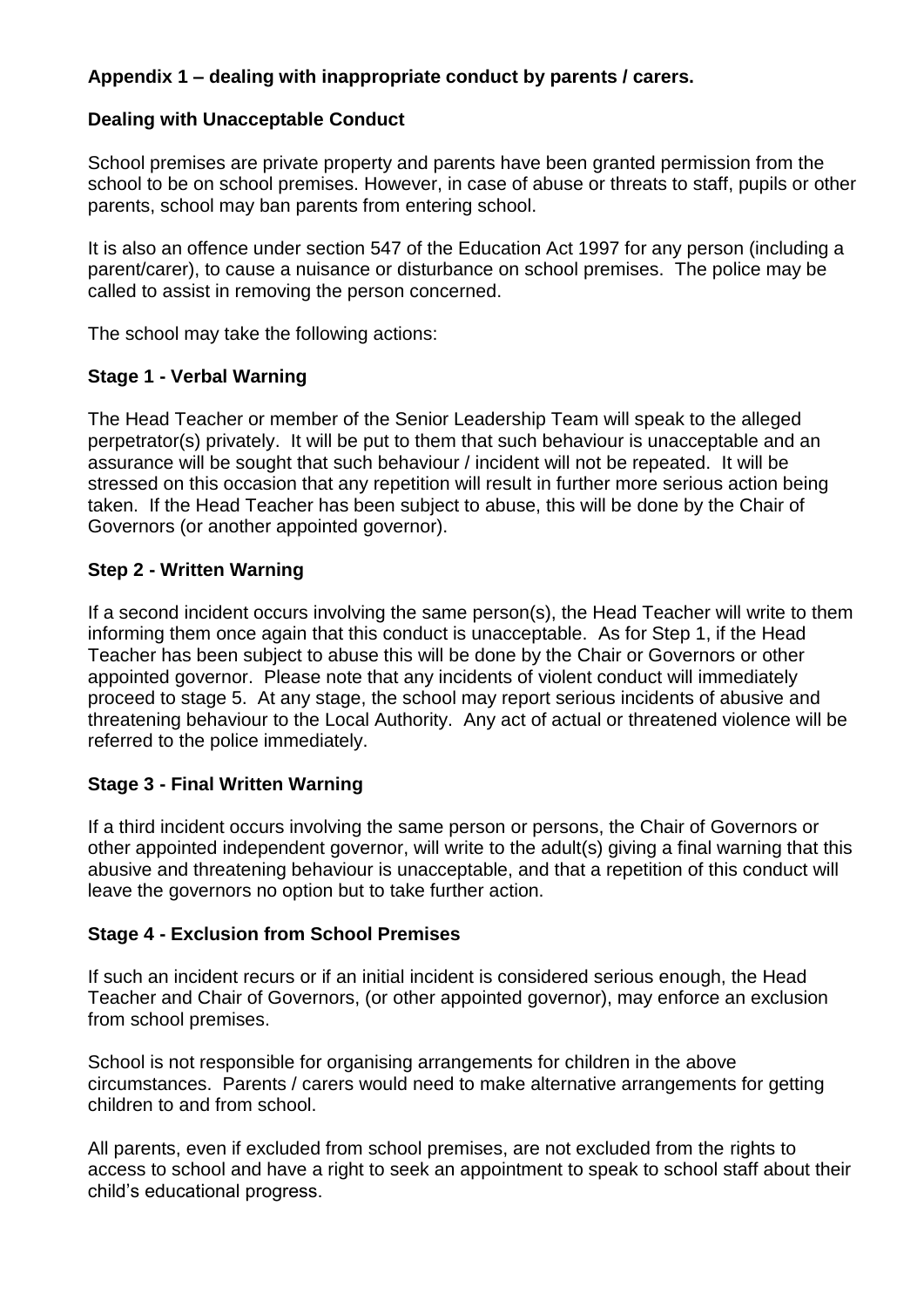**Appendix 1 – dealing with inappropriate conduct by parents / carers.**

**Dealing with Unacceptable Conduct**

School premises are private property and parents have been granted permission from the school to be on school premises. However, in case of abuse or threats to staff, pupils or other parents, school may ban parents from entering school.

It is also an offence under section 547 of the Education Act 1997 for any person (including a parent/carer), to cause a nuisance or disturbance on school premises. The police may be called to assist in removing the person concerned.

The school may take the following actions:

**Stage 1 - Verbal Warning**

The Head Teacher or member of the Senior Leadership Team will speak to the alleged perpetrator(s) privately. It will be put to them that such behaviour is unacceptable and an assurance will be sought that such behaviour / incident will not be repeated. It will be stressed on this occasion that any repetition will result in further more serious action being taken. If the Head Teacher has been subject to abuse, this will be done by the Chair of Governors (or another appointed governor).

**Step 2 - Written Warning**

If a second incident occurs involving the same person(s), the Head Teacher will write to them informing them once again that this conduct is unacceptable. As for Step 1, if the Head Teacher has been subject to abuse this will be done by the Chair or Governors or other appointed governor. Please note that any incidents of violent conduct will immediately proceed to stage 5. At any stage, the school may report serious incidents of abusive and threatening behaviour to the Local Authority. Any act of actual or threatened violence will be referred to the police immediately.

**Stage 3 - Final Written Warning**

If a third incident occurs involving the same person or persons, the Chair of Governors or other appointed independent governor, will write to the adult(s) giving a final warning that this abusive and threatening behaviour is unacceptable, and that a repetition of this conduct will leave the governors no option but to take further action.

**Stage 4 - Exclusion from School Premises**

If such an incident recurs or if an initial incident is considered serious enough, the Head Teacher and Chair of Governors, (or other appointed governor), may enforce an exclusion from school premises.

School is not responsible for organising arrangements for children in the above circumstances. Parents / carers would need to make alternative arrangements for getting children to and from school.

All parents, even if excluded from school premises, are not excluded from the rights to access to school and have a right to seek an appointment to speak to school staff about their child's educational progress.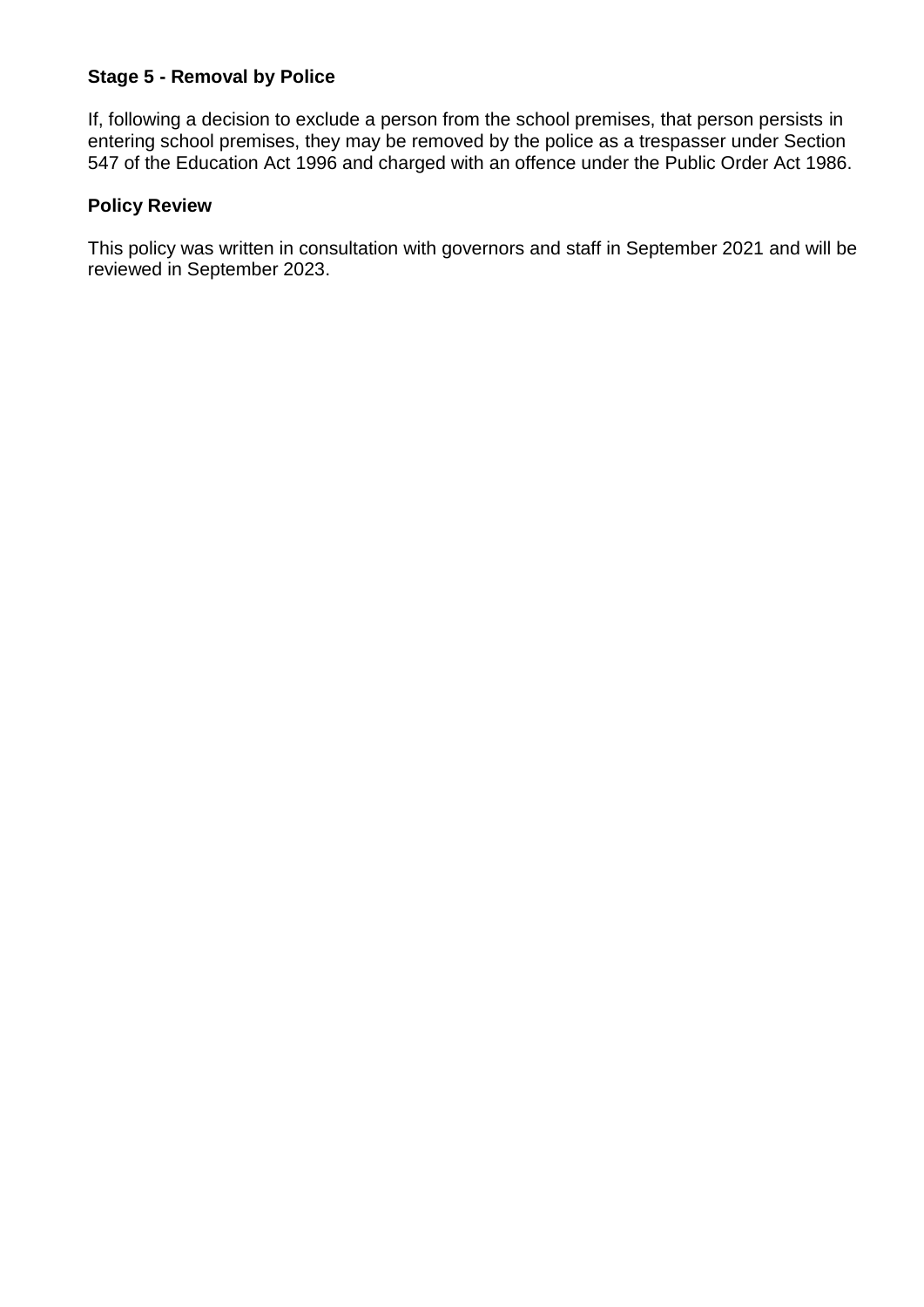**Stage 5 - Removal by Police**

If, following a decision to exclude a person from the school premises, that person persists in entering school premises, they may be removed by the police as a trespasser under Section 547 of the Education Act 1996 and charged with an offence under the Public Order Act 1986.

**Policy Review**

This policy was written in consultation with governors and staff in September 2021 and will be reviewed in September 2023.